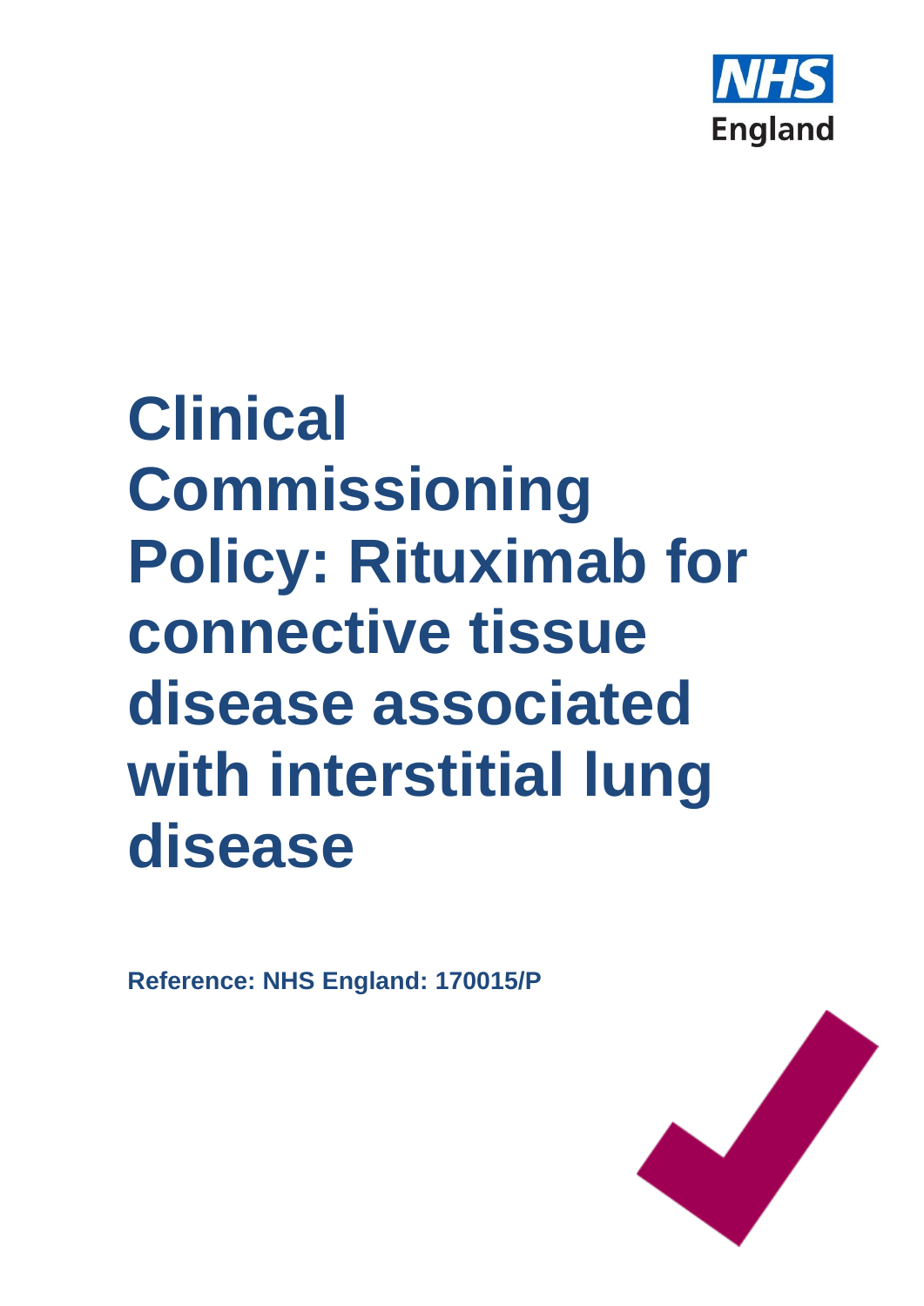NHS England

# Clinical Commissioning Policy: Rituximab for connective tissue disease associated with interstitial lung disease

**Reference: NHS England: 170015/P**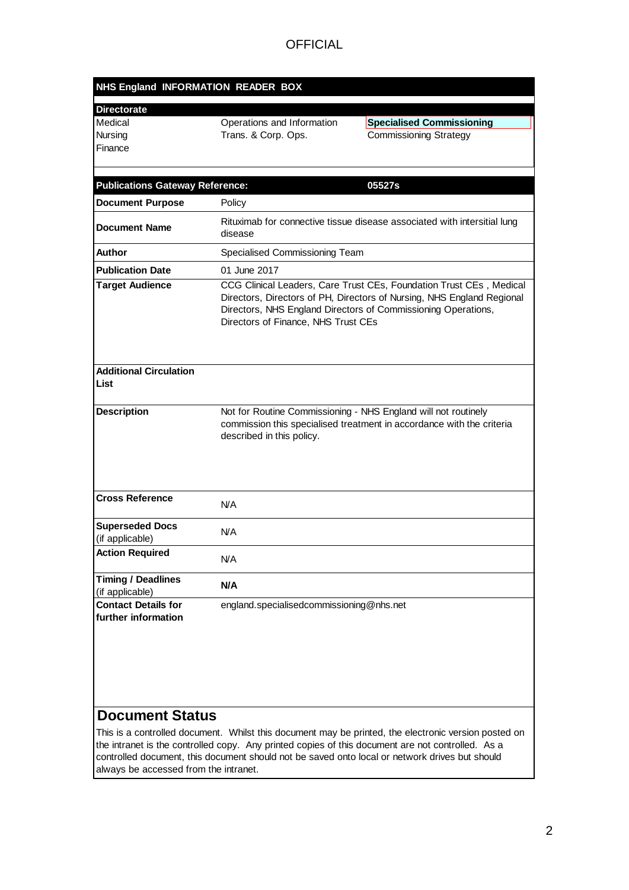OFFICIAL

| NHS England INFORMATION READER BOX | | |
|---|---|---|
| **Directorate** | | |
| Medical | Operations and Information | **Specialised Commissioning** |
| Nursing | Trans. & Corp. Ops. | Commissioning Strategy |
| Finance | | |

| **Publications Gateway Reference:** | **05527s** |
|---|---|
| **Document Purpose** | Policy |
| **Document Name** | Rituximab for connective tissue disease associated with intersitial lung disease |
| **Author** | Specialised Commissioning Team |
| **Publication Date** | 01 June 2017 |
| **Target Audience** | CCG Clinical Leaders, Care Trust CEs, Foundation Trust CEs , Medical Directors, Directors of PH, Directors of Nursing, NHS England Regional Directors, NHS England Directors of Commissioning Operations, Directors of Finance, NHS Trust CEs |
| **Additional Circulation List** | |
| **Description** | Not for Routine Commissioning - NHS England will not routinely commission this specialised treatment in accordance with the criteria described in this policy. |
| **Cross Reference** | N/A |
| **Superseded Docs** (if applicable) | N/A |
| **Action Required** | N/A |
| **Timing / Deadlines** (if applicable) | **N/A** |
| **Contact Details for further information** | england.specialisedcommissioning@nhs.net |

## Document Status

This is a controlled document. Whilst this document may be printed, the electronic version posted on the intranet is the controlled copy. Any printed copies of this document are not controlled. As a controlled document, this document should not be saved onto local or network drives but should always be accessed from the intranet.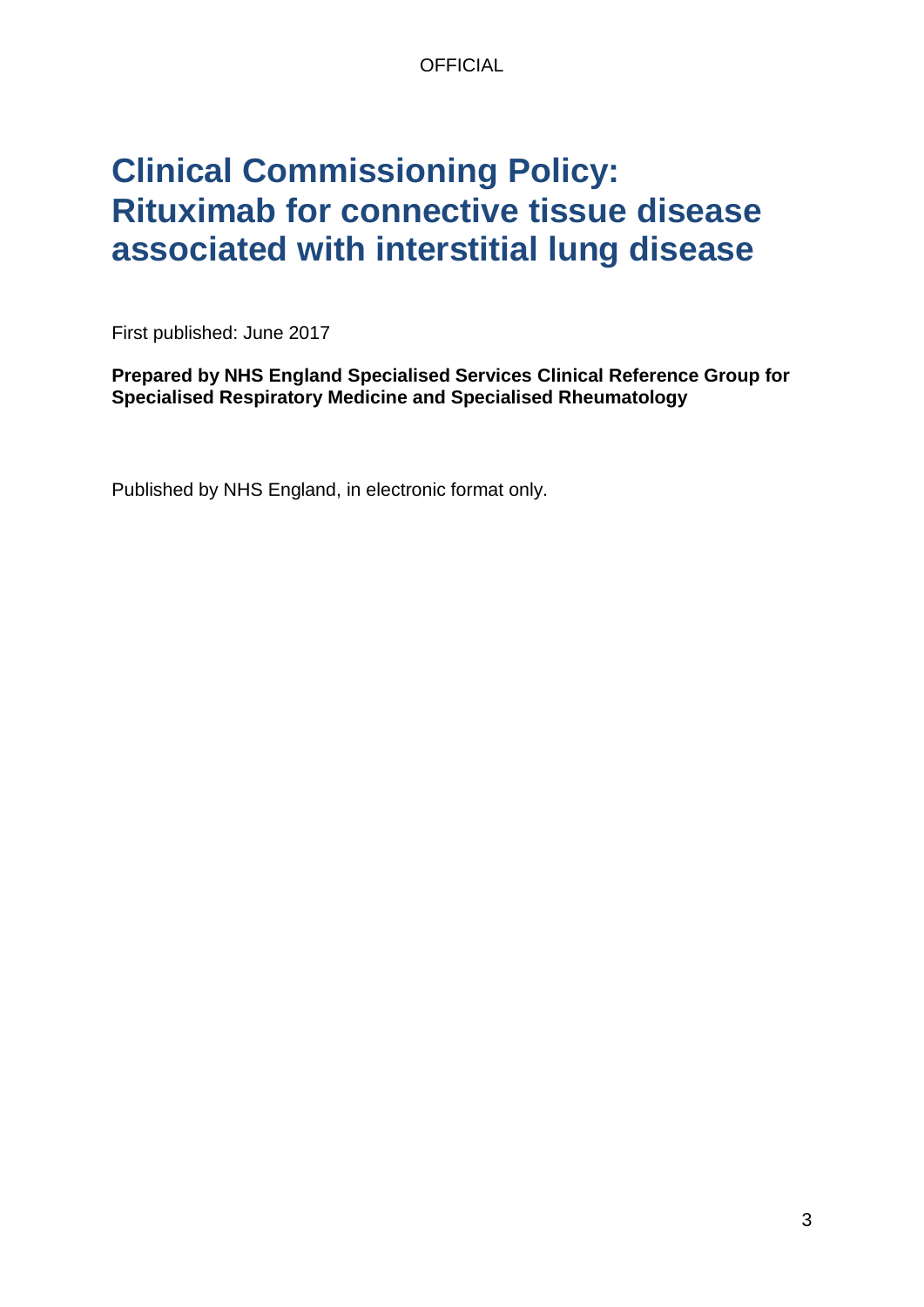# Clinical Commissioning Policy: Rituximab for connective tissue disease associated with interstitial lung disease

First published: June 2017

**Prepared by NHS England Specialised Services Clinical Reference Group for Specialised Respiratory Medicine and Specialised Rheumatology**

Published by NHS England, in electronic format only.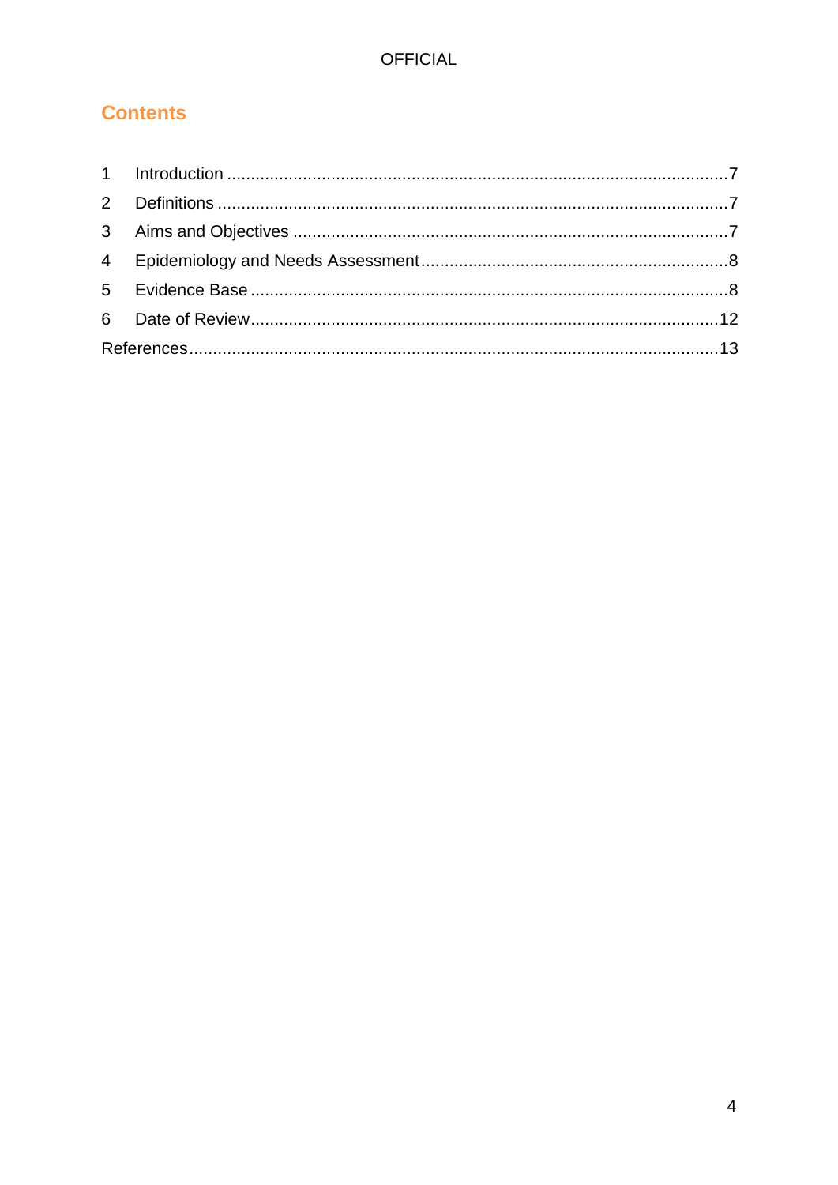## Contents

1 Introduction .......................................................................................................... 7
2 Definitions ............................................................................................................ 7
3 Aims and Objectives ........................................................................................... 7
4 Epidemiology and Needs Assessment ................................................................. 8
5 Evidence Base ..................................................................................................... 8
6 Date of Review .................................................................................................... 12
References ............................................................................................................... 13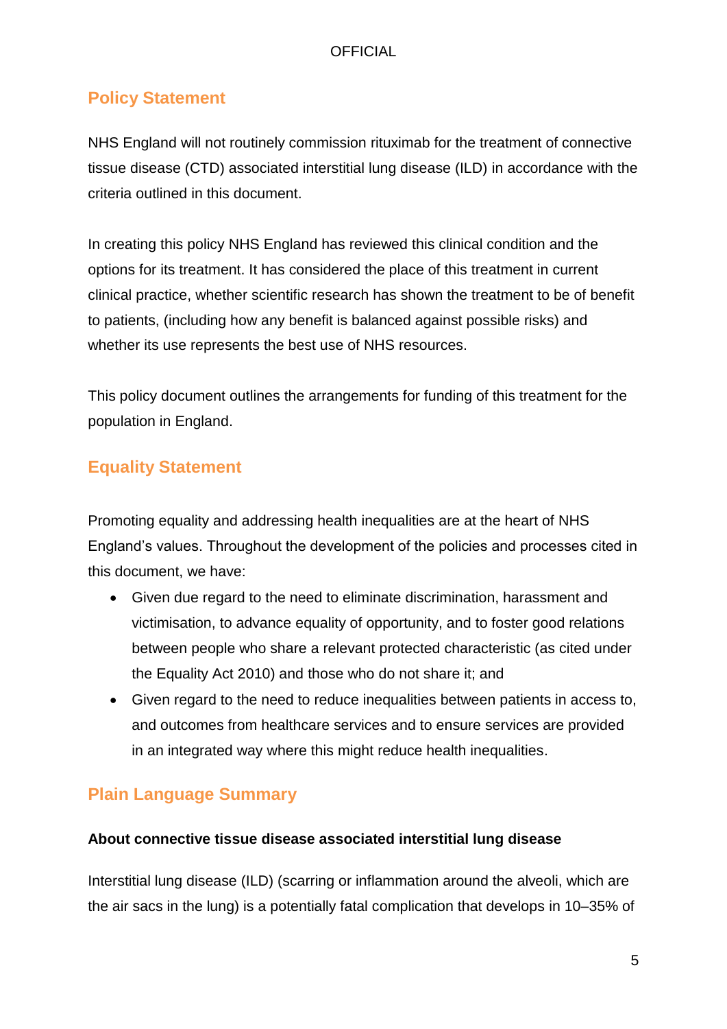## Policy Statement

NHS England will not routinely commission rituximab for the treatment of connective tissue disease (CTD) associated interstitial lung disease (ILD) in accordance with the criteria outlined in this document.

In creating this policy NHS England has reviewed this clinical condition and the options for its treatment. It has considered the place of this treatment in current clinical practice, whether scientific research has shown the treatment to be of benefit to patients, (including how any benefit is balanced against possible risks) and whether its use represents the best use of NHS resources.

This policy document outlines the arrangements for funding of this treatment for the population in England.

## Equality Statement

Promoting equality and addressing health inequalities are at the heart of NHS England's values. Throughout the development of the policies and processes cited in this document, we have:

- Given due regard to the need to eliminate discrimination, harassment and victimisation, to advance equality of opportunity, and to foster good relations between people who share a relevant protected characteristic (as cited under the Equality Act 2010) and those who do not share it; and
- Given regard to the need to reduce inequalities between patients in access to, and outcomes from healthcare services and to ensure services are provided in an integrated way where this might reduce health inequalities.

## Plain Language Summary

**About connective tissue disease associated interstitial lung disease**

Interstitial lung disease (ILD) (scarring or inflammation around the alveoli, which are the air sacs in the lung) is a potentially fatal complication that develops in 10–35% of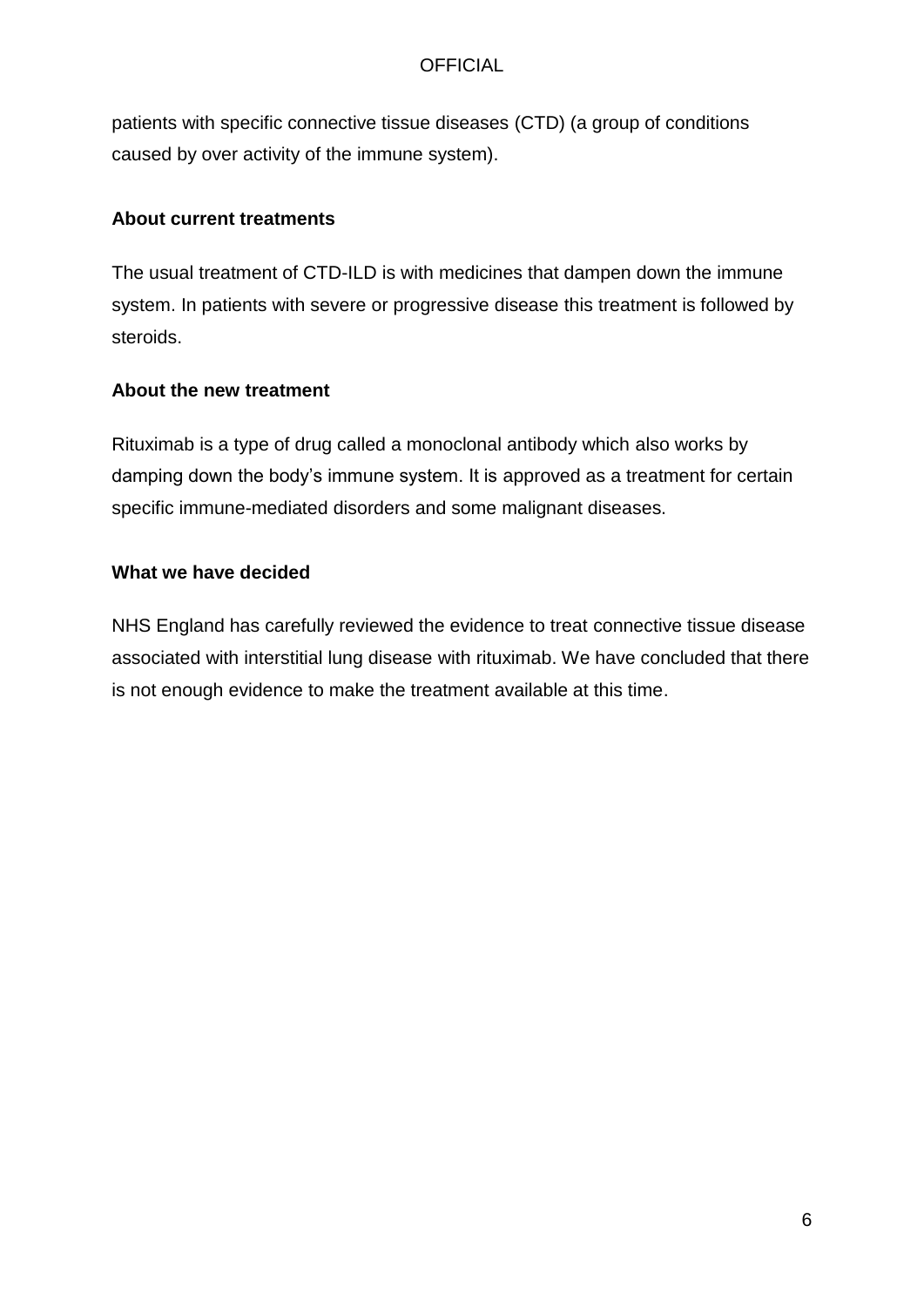patients with specific connective tissue diseases (CTD) (a group of conditions caused by over activity of the immune system).

**About current treatments**

The usual treatment of CTD-ILD is with medicines that dampen down the immune system. In patients with severe or progressive disease this treatment is followed by steroids.

**About the new treatment**

Rituximab is a type of drug called a monoclonal antibody which also works by damping down the body's immune system. It is approved as a treatment for certain specific immune-mediated disorders and some malignant diseases.

**What we have decided**

NHS England has carefully reviewed the evidence to treat connective tissue disease associated with interstitial lung disease with rituximab. We have concluded that there is not enough evidence to make the treatment available at this time.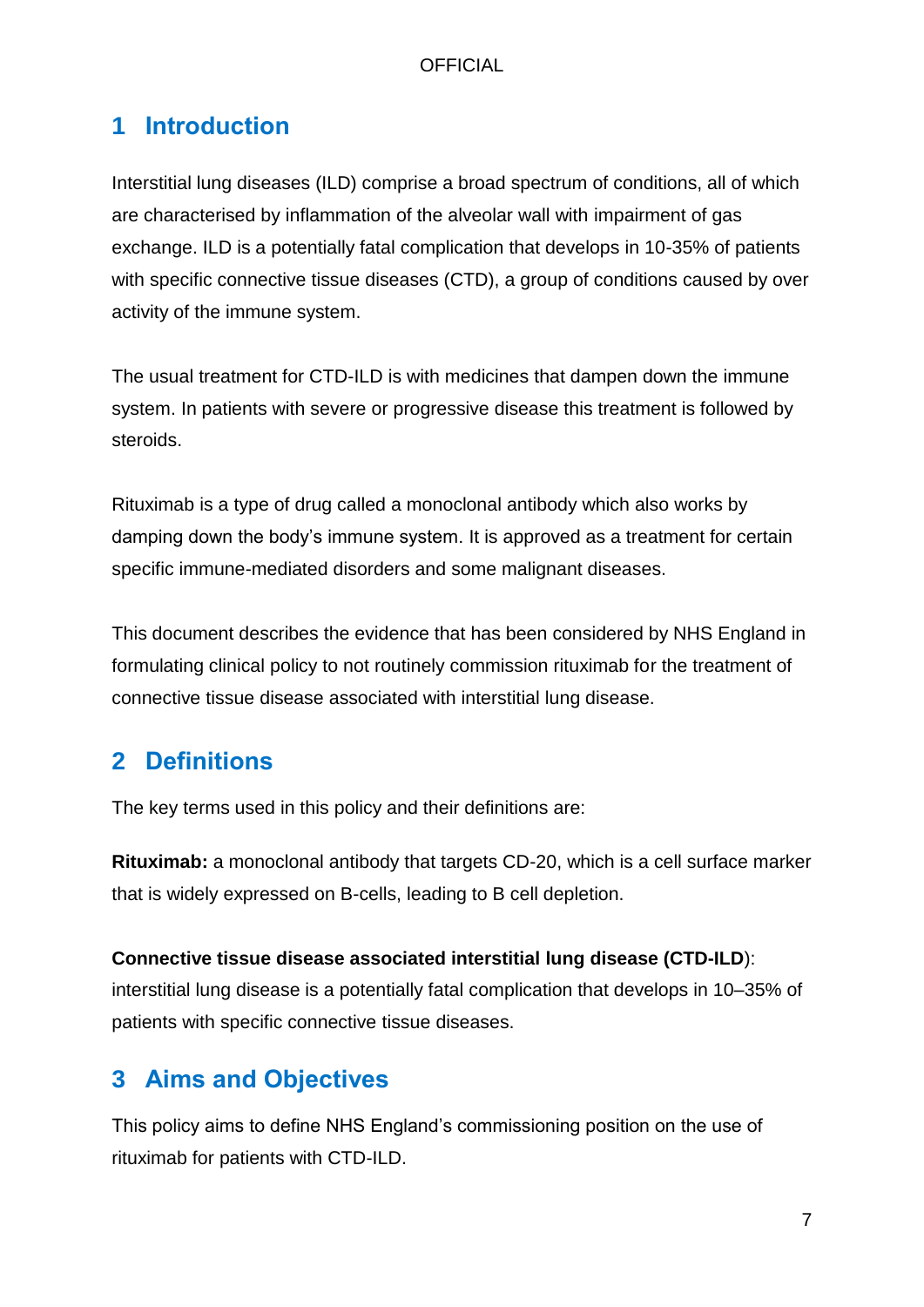## 1 Introduction

Interstitial lung diseases (ILD) comprise a broad spectrum of conditions, all of which are characterised by inflammation of the alveolar wall with impairment of gas exchange. ILD is a potentially fatal complication that develops in 10-35% of patients with specific connective tissue diseases (CTD), a group of conditions caused by over activity of the immune system.

The usual treatment for CTD-ILD is with medicines that dampen down the immune system. In patients with severe or progressive disease this treatment is followed by steroids.

Rituximab is a type of drug called a monoclonal antibody which also works by damping down the body's immune system. It is approved as a treatment for certain specific immune-mediated disorders and some malignant diseases.

This document describes the evidence that has been considered by NHS England in formulating clinical policy to not routinely commission rituximab for the treatment of connective tissue disease associated with interstitial lung disease.

## 2 Definitions

The key terms used in this policy and their definitions are:

**Rituximab:** a monoclonal antibody that targets CD-20, which is a cell surface marker that is widely expressed on B-cells, leading to B cell depletion.

**Connective tissue disease associated interstitial lung disease (CTD-ILD**): interstitial lung disease is a potentially fatal complication that develops in 10–35% of patients with specific connective tissue diseases.

## 3 Aims and Objectives

This policy aims to define NHS England's commissioning position on the use of rituximab for patients with CTD-ILD.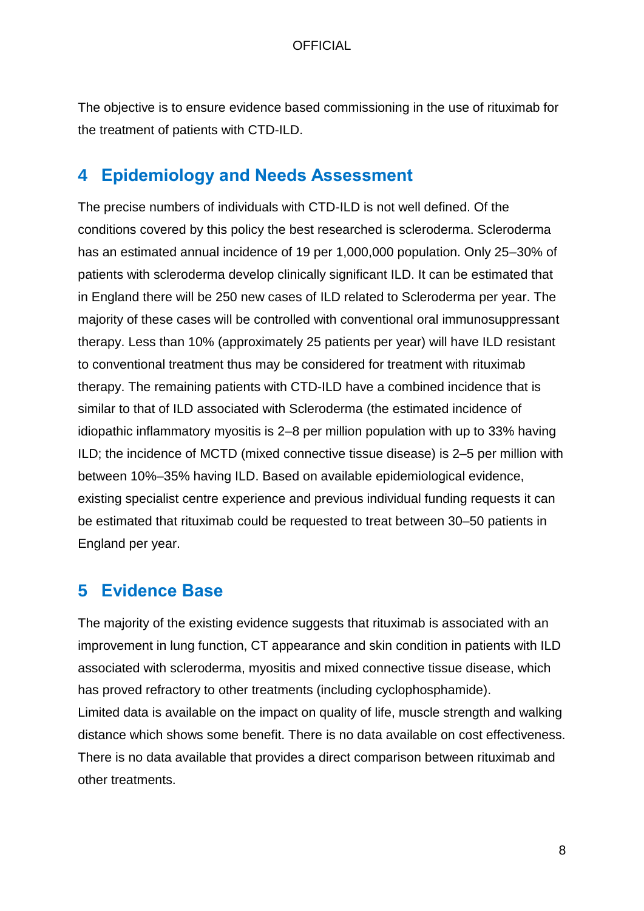The objective is to ensure evidence based commissioning in the use of rituximab for the treatment of patients with CTD-ILD.

## 4 Epidemiology and Needs Assessment

The precise numbers of individuals with CTD-ILD is not well defined. Of the conditions covered by this policy the best researched is scleroderma. Scleroderma has an estimated annual incidence of 19 per 1,000,000 population. Only 25–30% of patients with scleroderma develop clinically significant ILD. It can be estimated that in England there will be 250 new cases of ILD related to Scleroderma per year. The majority of these cases will be controlled with conventional oral immunosuppressant therapy. Less than 10% (approximately 25 patients per year) will have ILD resistant to conventional treatment thus may be considered for treatment with rituximab therapy. The remaining patients with CTD-ILD have a combined incidence that is similar to that of ILD associated with Scleroderma (the estimated incidence of idiopathic inflammatory myositis is 2–8 per million population with up to 33% having ILD; the incidence of MCTD (mixed connective tissue disease) is 2–5 per million with between 10%–35% having ILD. Based on available epidemiological evidence, existing specialist centre experience and previous individual funding requests it can be estimated that rituximab could be requested to treat between 30–50 patients in England per year.

## 5 Evidence Base

The majority of the existing evidence suggests that rituximab is associated with an improvement in lung function, CT appearance and skin condition in patients with ILD associated with scleroderma, myositis and mixed connective tissue disease, which has proved refractory to other treatments (including cyclophosphamide).
Limited data is available on the impact on quality of life, muscle strength and walking distance which shows some benefit. There is no data available on cost effectiveness. There is no data available that provides a direct comparison between rituximab and other treatments.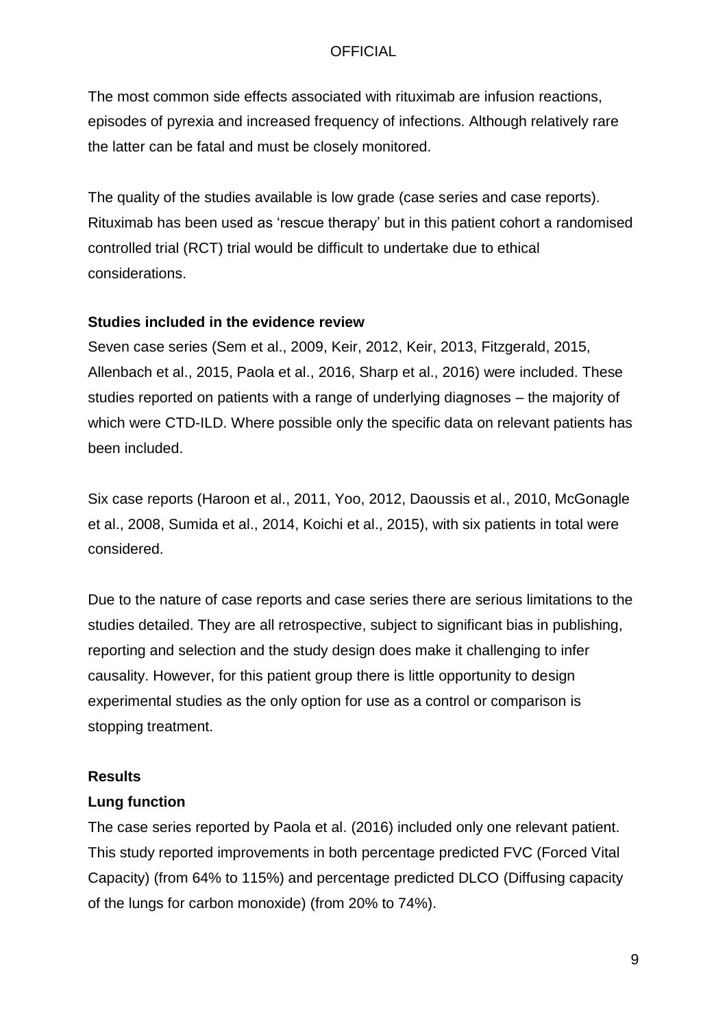The most common side effects associated with rituximab are infusion reactions, episodes of pyrexia and increased frequency of infections. Although relatively rare the latter can be fatal and must be closely monitored.

The quality of the studies available is low grade (case series and case reports). Rituximab has been used as 'rescue therapy' but in this patient cohort a randomised controlled trial (RCT) trial would be difficult to undertake due to ethical considerations.

**Studies included in the evidence review**

Seven case series (Sem et al., 2009, Keir, 2012, Keir, 2013, Fitzgerald, 2015, Allenbach et al., 2015, Paola et al., 2016, Sharp et al., 2016) were included. These studies reported on patients with a range of underlying diagnoses – the majority of which were CTD-ILD. Where possible only the specific data on relevant patients has been included.

Six case reports (Haroon et al., 2011, Yoo, 2012, Daoussis et al., 2010, McGonagle et al., 2008, Sumida et al., 2014, Koichi et al., 2015), with six patients in total were considered.

Due to the nature of case reports and case series there are serious limitations to the studies detailed. They are all retrospective, subject to significant bias in publishing, reporting and selection and the study design does make it challenging to infer causality. However, for this patient group there is little opportunity to design experimental studies as the only option for use as a control or comparison is stopping treatment.

**Results**

**Lung function**

The case series reported by Paola et al. (2016) included only one relevant patient. This study reported improvements in both percentage predicted FVC (Forced Vital Capacity) (from 64% to 115%) and percentage predicted DLCO (Diffusing capacity of the lungs for carbon monoxide) (from 20% to 74%).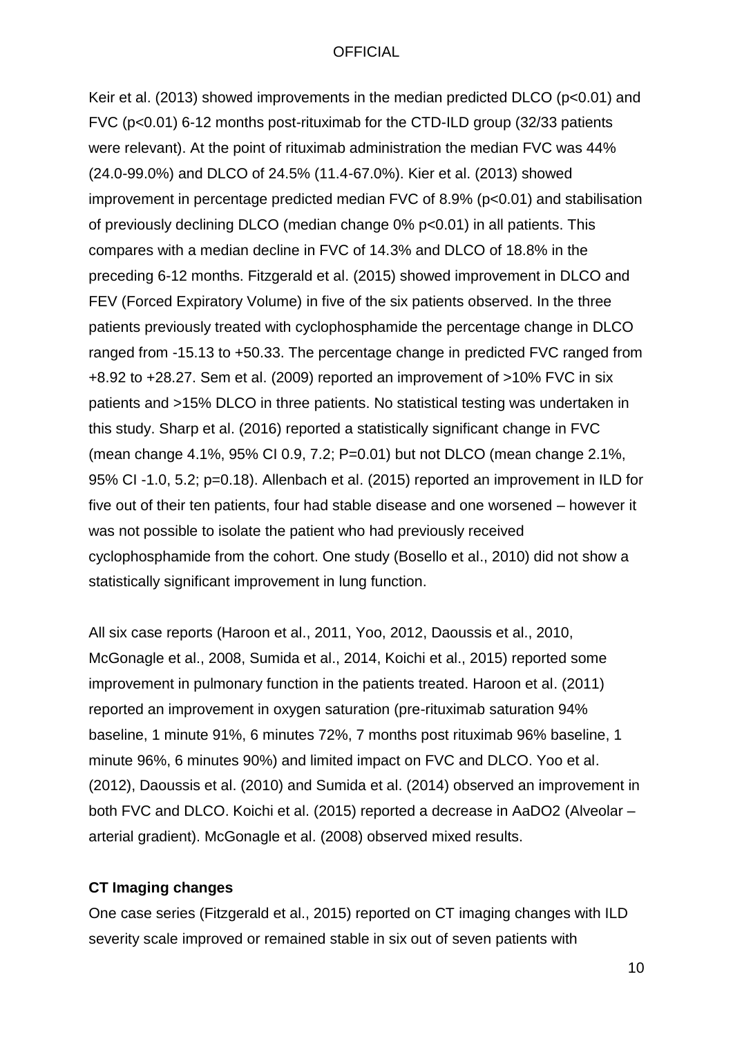Keir et al. (2013) showed improvements in the median predicted DLCO ($p<0.01$) and FVC ($p<0.01$) 6-12 months post-rituximab for the CTD-ILD group (32/33 patients were relevant). At the point of rituximab administration the median FVC was 44% (24.0-99.0%) and DLCO of 24.5% (11.4-67.0%). Kier et al. (2013) showed improvement in percentage predicted median FVC of 8.9% ($p<0.01$) and stabilisation of previously declining DLCO (median change 0% $p<0.01$) in all patients. This compares with a median decline in FVC of 14.3% and DLCO of 18.8% in the preceding 6-12 months. Fitzgerald et al. (2015) showed improvement in DLCO and FEV (Forced Expiratory Volume) in five of the six patients observed. In the three patients previously treated with cyclophosphamide the percentage change in DLCO ranged from -15.13 to +50.33. The percentage change in predicted FVC ranged from +8.92 to +28.27. Sem et al. (2009) reported an improvement of >10% FVC in six patients and >15% DLCO in three patients. No statistical testing was undertaken in this study. Sharp et al. (2016) reported a statistically significant change in FVC (mean change 4.1%, 95% CI 0.9, 7.2; $P=0.01$) but not DLCO (mean change 2.1%, 95% CI -1.0, 5.2; $p=0.18$). Allenbach et al. (2015) reported an improvement in ILD for five out of their ten patients, four had stable disease and one worsened – however it was not possible to isolate the patient who had previously received cyclophosphamide from the cohort. One study (Bosello et al., 2010) did not show a statistically significant improvement in lung function.

All six case reports (Haroon et al., 2011, Yoo, 2012, Daoussis et al., 2010, McGonagle et al., 2008, Sumida et al., 2014, Koichi et al., 2015) reported some improvement in pulmonary function in the patients treated. Haroon et al. (2011) reported an improvement in oxygen saturation (pre-rituximab saturation 94% baseline, 1 minute 91%, 6 minutes 72%, 7 months post rituximab 96% baseline, 1 minute 96%, 6 minutes 90%) and limited impact on FVC and DLCO. Yoo et al. (2012), Daoussis et al. (2010) and Sumida et al. (2014) observed an improvement in both FVC and DLCO. Koichi et al. (2015) reported a decrease in AaDO2 (Alveolar – arterial gradient). McGonagle et al. (2008) observed mixed results.

**CT Imaging changes**

One case series (Fitzgerald et al., 2015) reported on CT imaging changes with ILD severity scale improved or remained stable in six out of seven patients with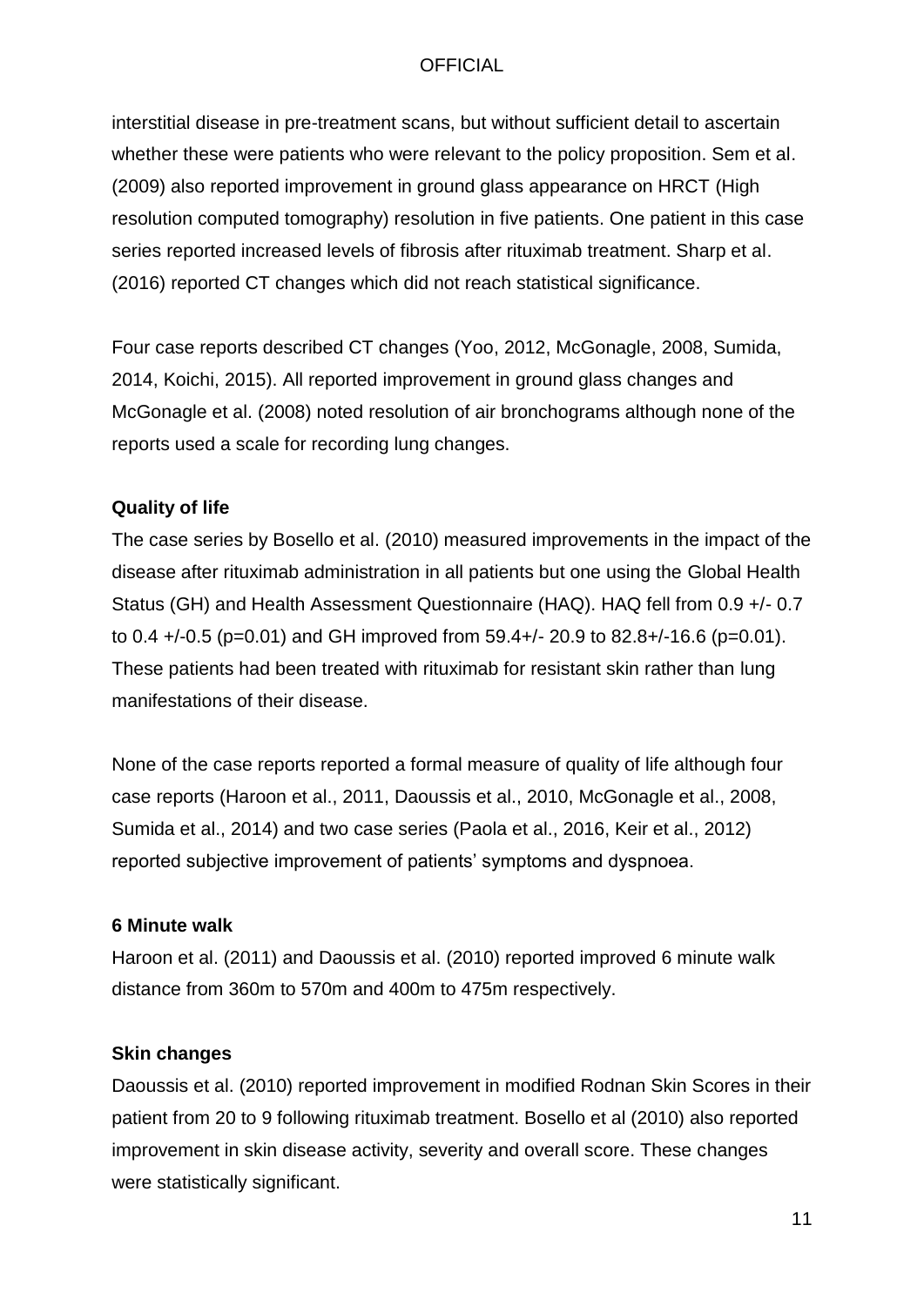interstitial disease in pre-treatment scans, but without sufficient detail to ascertain whether these were patients who were relevant to the policy proposition. Sem et al. (2009) also reported improvement in ground glass appearance on HRCT (High resolution computed tomography) resolution in five patients. One patient in this case series reported increased levels of fibrosis after rituximab treatment. Sharp et al. (2016) reported CT changes which did not reach statistical significance.

Four case reports described CT changes (Yoo, 2012, McGonagle, 2008, Sumida, 2014, Koichi, 2015). All reported improvement in ground glass changes and McGonagle et al. (2008) noted resolution of air bronchograms although none of the reports used a scale for recording lung changes.

**Quality of life**

The case series by Bosello et al. (2010) measured improvements in the impact of the disease after rituximab administration in all patients but one using the Global Health Status (GH) and Health Assessment Questionnaire (HAQ). HAQ fell from 0.9 +/- 0.7 to 0.4 +/-0.5 (p=0.01) and GH improved from 59.4+/- 20.9 to 82.8+/-16.6 (p=0.01). These patients had been treated with rituximab for resistant skin rather than lung manifestations of their disease.

None of the case reports reported a formal measure of quality of life although four case reports (Haroon et al., 2011, Daoussis et al., 2010, McGonagle et al., 2008, Sumida et al., 2014) and two case series (Paola et al., 2016, Keir et al., 2012) reported subjective improvement of patients' symptoms and dyspnoea.

**6 Minute walk**

Haroon et al. (2011) and Daoussis et al. (2010) reported improved 6 minute walk distance from 360m to 570m and 400m to 475m respectively.

**Skin changes**

Daoussis et al. (2010) reported improvement in modified Rodnan Skin Scores in their patient from 20 to 9 following rituximab treatment. Bosello et al (2010) also reported improvement in skin disease activity, severity and overall score. These changes were statistically significant.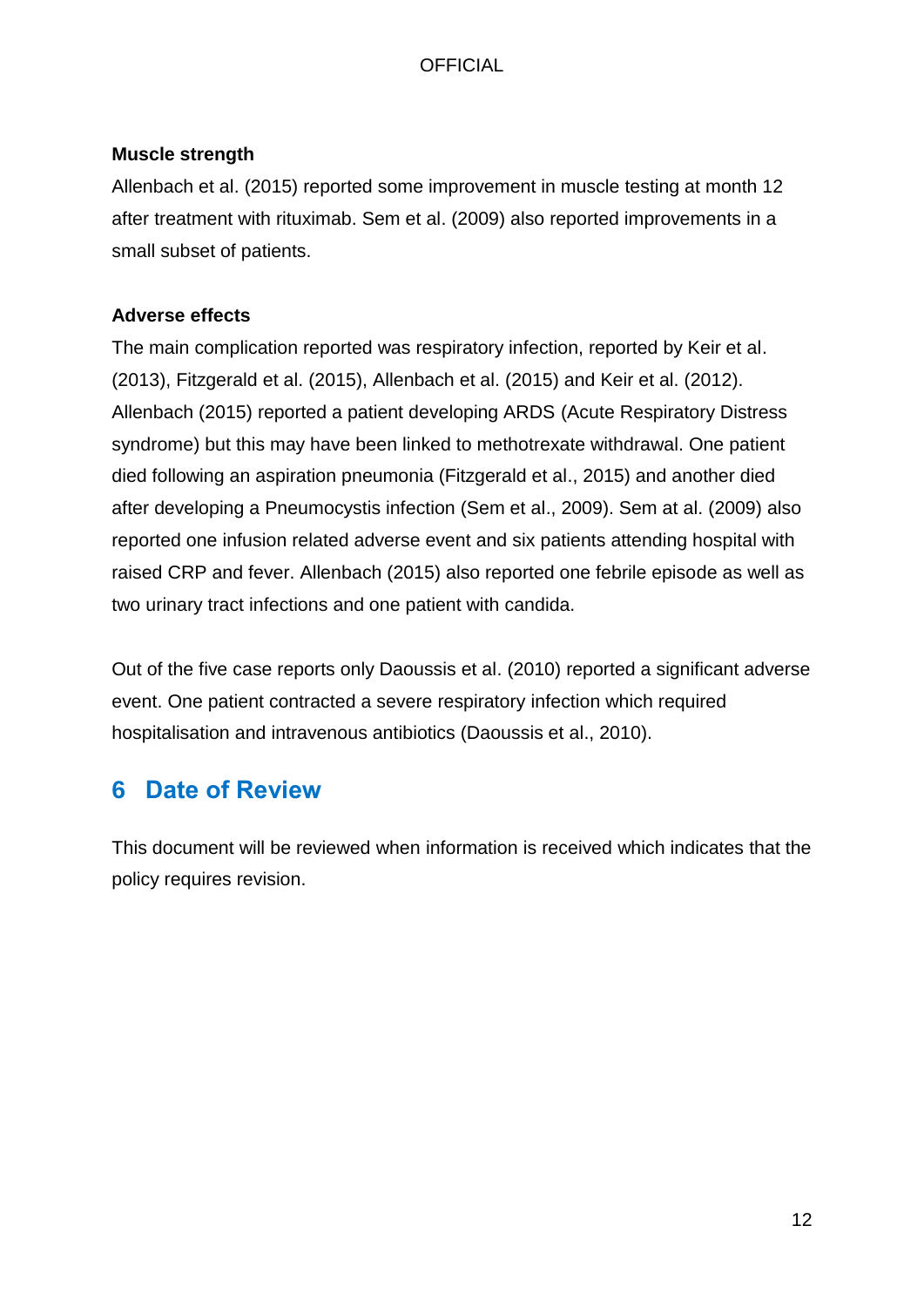**Muscle strength**

Allenbach et al. (2015) reported some improvement in muscle testing at month 12 after treatment with rituximab. Sem et al. (2009) also reported improvements in a small subset of patients.

**Adverse effects**

The main complication reported was respiratory infection, reported by Keir et al. (2013), Fitzgerald et al. (2015), Allenbach et al. (2015) and Keir et al. (2012). Allenbach (2015) reported a patient developing ARDS (Acute Respiratory Distress syndrome) but this may have been linked to methotrexate withdrawal. One patient died following an aspiration pneumonia (Fitzgerald et al., 2015) and another died after developing a Pneumocystis infection (Sem et al., 2009). Sem at al. (2009) also reported one infusion related adverse event and six patients attending hospital with raised CRP and fever. Allenbach (2015) also reported one febrile episode as well as two urinary tract infections and one patient with candida.

Out of the five case reports only Daoussis et al. (2010) reported a significant adverse event. One patient contracted a severe respiratory infection which required hospitalisation and intravenous antibiotics (Daoussis et al., 2010).

## 6 Date of Review

This document will be reviewed when information is received which indicates that the policy requires revision.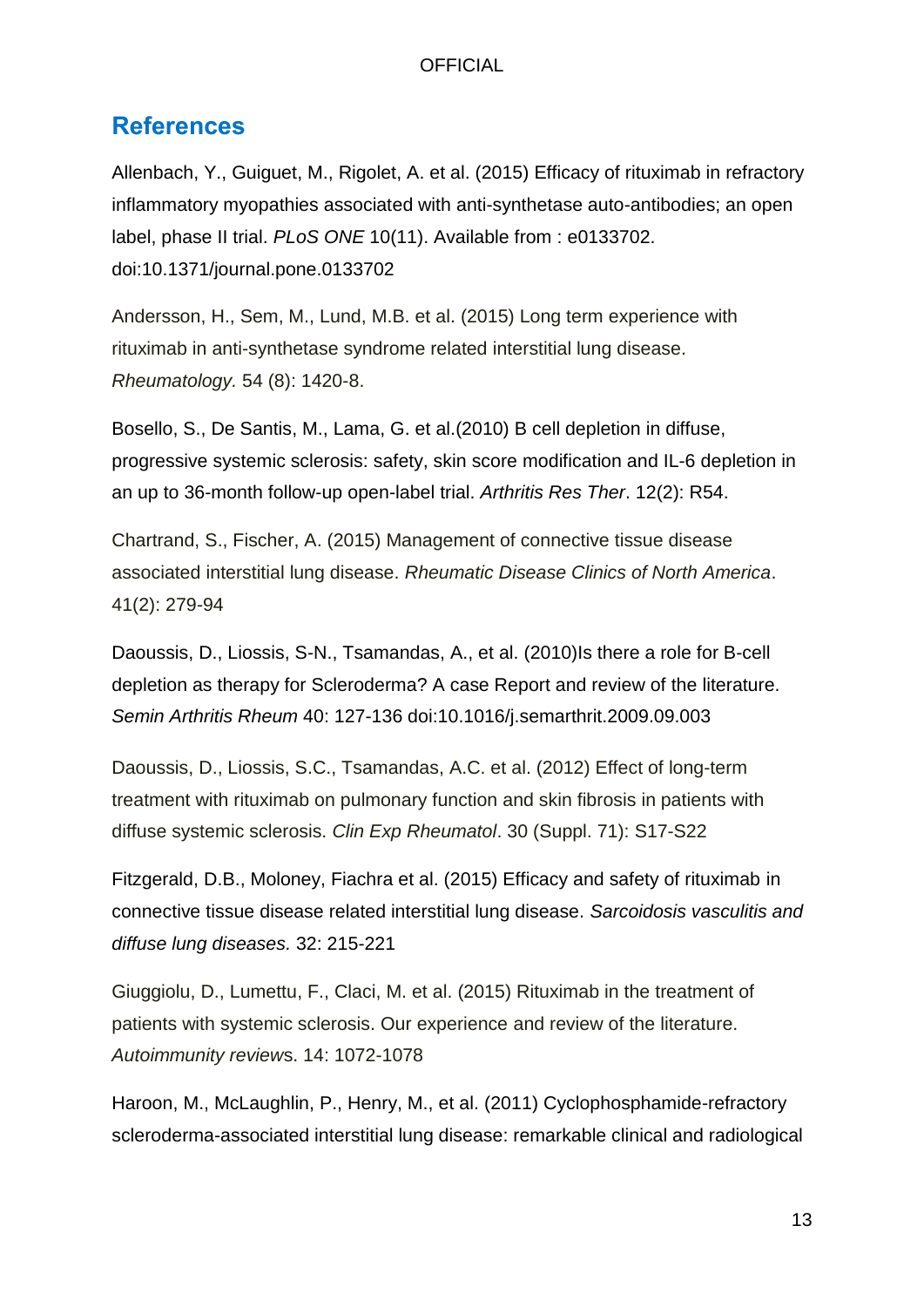## References

Allenbach, Y., Guiguet, M., Rigolet, A. et al. (2015) Efficacy of rituximab in refractory inflammatory myopathies associated with anti-synthetase auto-antibodies; an open label, phase II trial. *PLoS ONE* 10(11). Available from : e0133702. doi:10.1371/journal.pone.0133702

Andersson, H., Sem, M., Lund, M.B. et al. (2015) Long term experience with rituximab in anti-synthetase syndrome related interstitial lung disease. *Rheumatology.* 54 (8): 1420-8.

Bosello, S., De Santis, M., Lama, G. et al.(2010) B cell depletion in diffuse, progressive systemic sclerosis: safety, skin score modification and IL-6 depletion in an up to 36-month follow-up open-label trial. *Arthritis Res Ther*. 12(2): R54.

Chartrand, S., Fischer, A. (2015) Management of connective tissue disease associated interstitial lung disease. *Rheumatic Disease Clinics of North America*. 41(2): 279-94

Daoussis, D., Liossis, S-N., Tsamandas, A., et al. (2010)Is there a role for B-cell depletion as therapy for Scleroderma? A case Report and review of the literature. *Semin Arthritis Rheum* 40: 127-136 doi:10.1016/j.semarthrit.2009.09.003

Daoussis, D., Liossis, S.C., Tsamandas, A.C. et al. (2012) Effect of long-term treatment with rituximab on pulmonary function and skin fibrosis in patients with diffuse systemic sclerosis. *Clin Exp Rheumatol*. 30 (Suppl. 71): S17-S22

Fitzgerald, D.B., Moloney, Fiachra et al. (2015) Efficacy and safety of rituximab in connective tissue disease related interstitial lung disease. *Sarcoidosis vasculitis and diffuse lung diseases.* 32: 215-221

Giuggiolu, D., Lumettu, F., Claci, M. et al. (2015) Rituximab in the treatment of patients with systemic sclerosis. Our experience and review of the literature. *Autoimmunity review*s. 14: 1072-1078

Haroon, M., McLaughlin, P., Henry, M., et al. (2011) Cyclophosphamide-refractory scleroderma-associated interstitial lung disease: remarkable clinical and radiological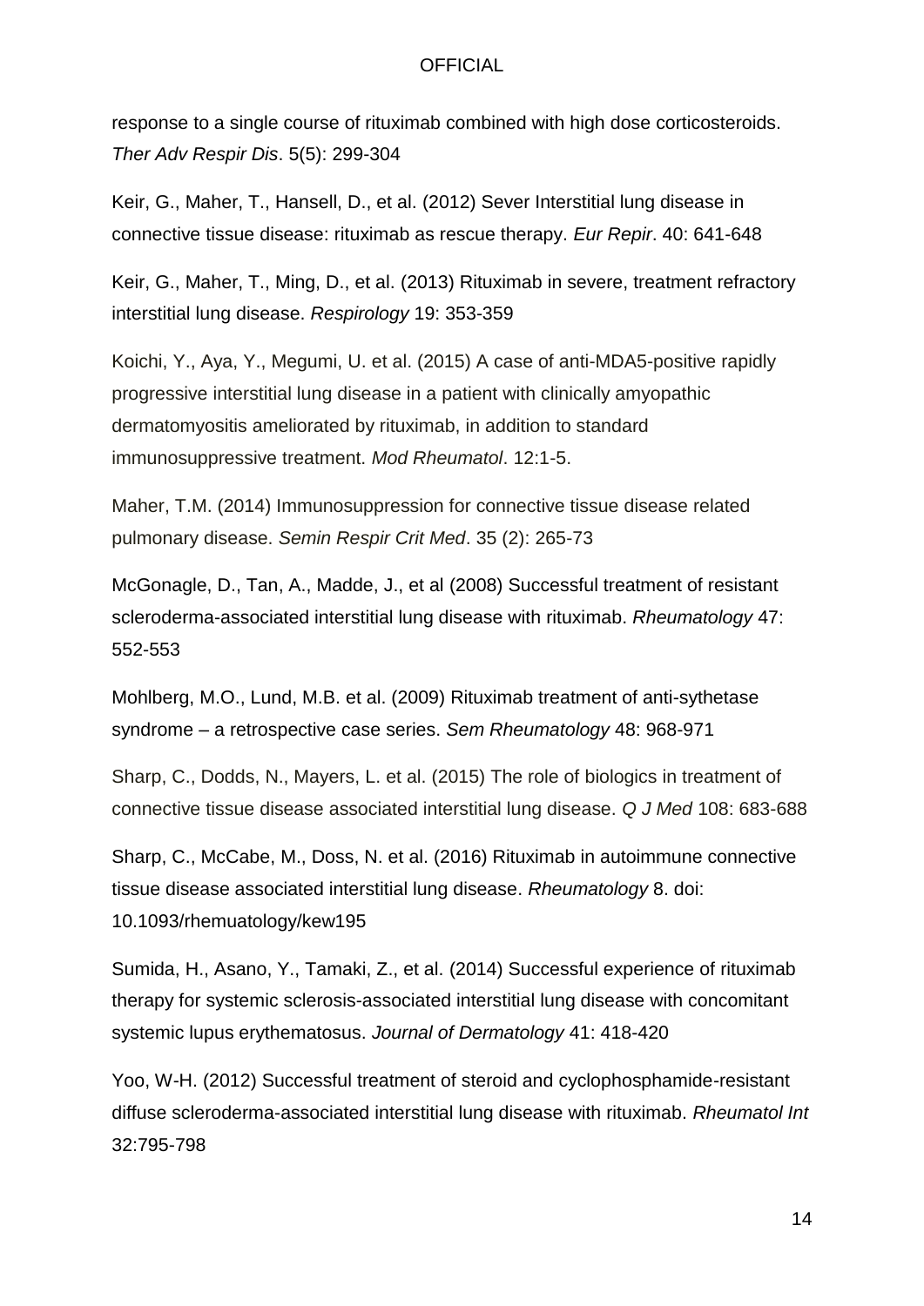response to a single course of rituximab combined with high dose corticosteroids. *Ther Adv Respir Dis*. 5(5): 299-304

Keir, G., Maher, T., Hansell, D., et al. (2012) Sever Interstitial lung disease in connective tissue disease: rituximab as rescue therapy. *Eur Repir*. 40: 641-648

Keir, G., Maher, T., Ming, D., et al. (2013) Rituximab in severe, treatment refractory interstitial lung disease. *Respirology* 19: 353-359

Koichi, Y., Aya, Y., Megumi, U. et al. (2015) A case of anti-MDA5-positive rapidly progressive interstitial lung disease in a patient with clinically amyopathic dermatomyositis ameliorated by rituximab, in addition to standard immunosuppressive treatment. *Mod Rheumatol*. 12:1-5.

Maher, T.M. (2014) Immunosuppression for connective tissue disease related pulmonary disease. *Semin Respir Crit Med*. 35 (2): 265-73

McGonagle, D., Tan, A., Madde, J., et al (2008) Successful treatment of resistant scleroderma-associated interstitial lung disease with rituximab. *Rheumatology* 47: 552-553

Mohlberg, M.O., Lund, M.B. et al. (2009) Rituximab treatment of anti-sythetase syndrome – a retrospective case series. *Sem Rheumatology* 48: 968-971

Sharp, C., Dodds, N., Mayers, L. et al. (2015) The role of biologics in treatment of connective tissue disease associated interstitial lung disease. *Q J Med* 108: 683-688

Sharp, C., McCabe, M., Doss, N. et al. (2016) Rituximab in autoimmune connective tissue disease associated interstitial lung disease. *Rheumatology* 8. doi: 10.1093/rhemuatology/kew195

Sumida, H., Asano, Y., Tamaki, Z., et al. (2014) Successful experience of rituximab therapy for systemic sclerosis-associated interstitial lung disease with concomitant systemic lupus erythematosus. *Journal of Dermatology* 41: 418-420

Yoo, W-H. (2012) Successful treatment of steroid and cyclophosphamide-resistant diffuse scleroderma-associated interstitial lung disease with rituximab. *Rheumatol Int* 32:795-798